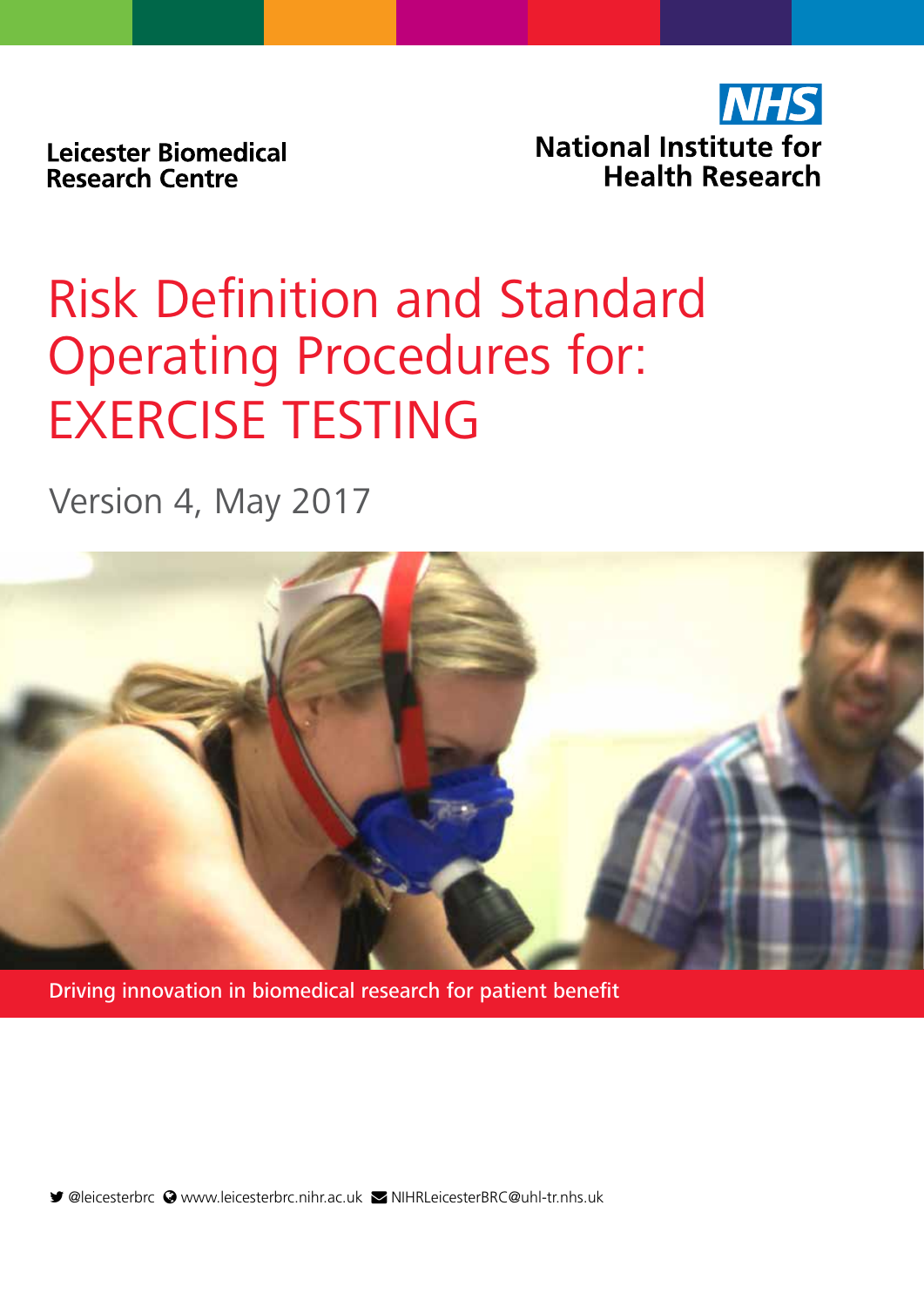Leicester Biomedical Research Centre

NHS
National Institute for Health Research

# Risk Definition and Standard Operating Procedures for: EXERCISE TESTING

Version 4, May 2017

Driving innovation in biomedical research for patient benefit

@leicesterbrc www.leicesterbrc.nihr.ac.uk NIHRLeicesterBRC@uhl-tr.nhs.uk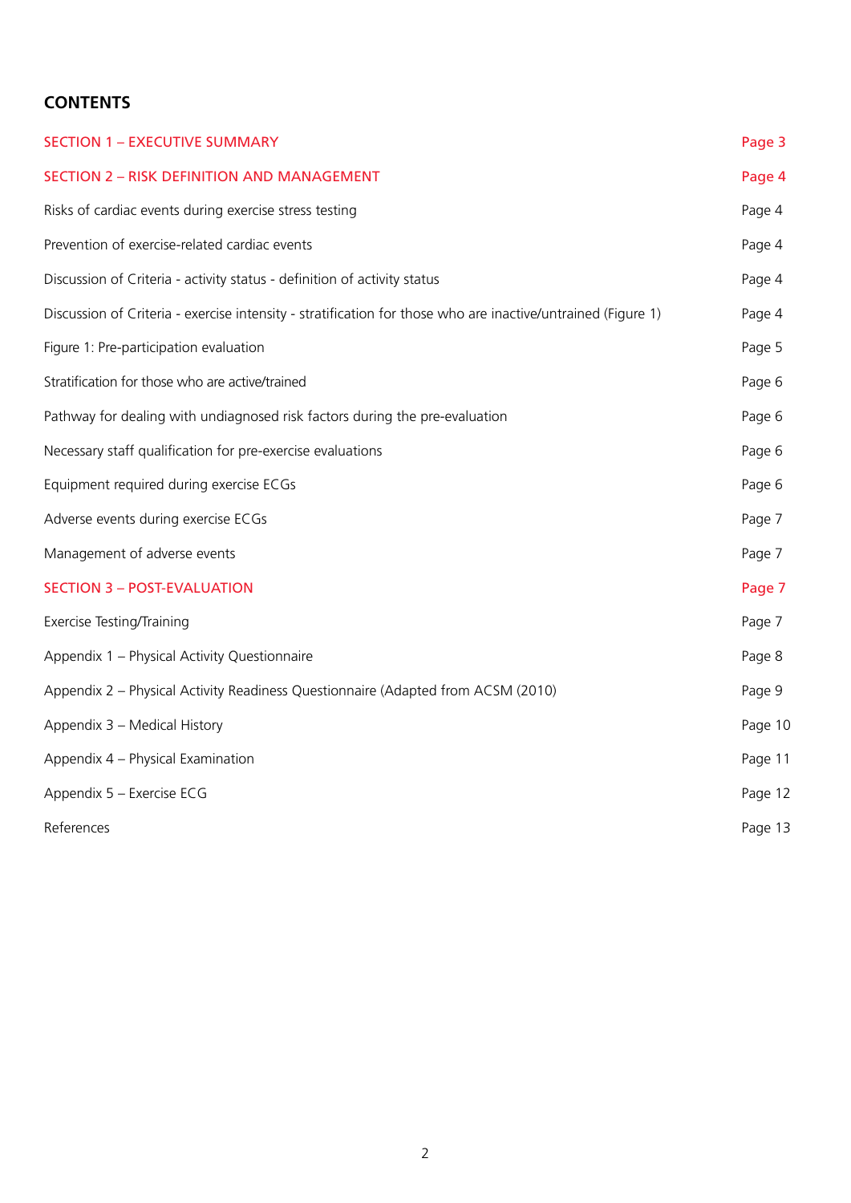## CONTENTS

| | |
|---|---|
| SECTION 1 – EXECUTIVE SUMMARY | Page 3 |
| SECTION 2 – RISK DEFINITION AND MANAGEMENT | Page 4 |
| Risks of cardiac events during exercise stress testing | Page 4 |
| Prevention of exercise-related cardiac events | Page 4 |
| Discussion of Criteria - activity status - definition of activity status | Page 4 |
| Discussion of Criteria - exercise intensity - stratification for those who are inactive/untrained (Figure 1) | Page 4 |
| Figure 1: Pre-participation evaluation | Page 5 |
| Stratification for those who are active/trained | Page 6 |
| Pathway for dealing with undiagnosed risk factors during the pre-evaluation | Page 6 |
| Necessary staff qualification for pre-exercise evaluations | Page 6 |
| Equipment required during exercise ECGs | Page 6 |
| Adverse events during exercise ECGs | Page 7 |
| Management of adverse events | Page 7 |
| SECTION 3 – POST-EVALUATION | Page 7 |
| Exercise Testing/Training | Page 7 |
| Appendix 1 – Physical Activity Questionnaire | Page 8 |
| Appendix 2 – Physical Activity Readiness Questionnaire (Adapted from ACSM (2010) | Page 9 |
| Appendix 3 – Medical History | Page 10 |
| Appendix 4 – Physical Examination | Page 11 |
| Appendix 5 – Exercise ECG | Page 12 |
| References | Page 13 |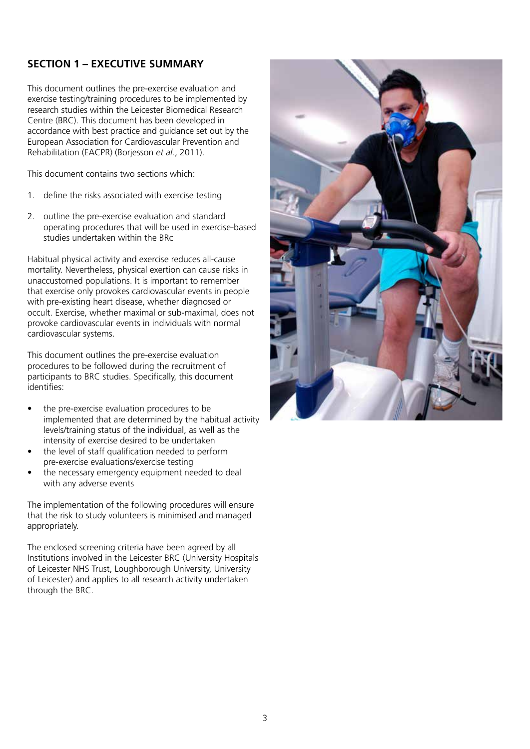## SECTION 1 – EXECUTIVE SUMMARY

This document outlines the pre-exercise evaluation and exercise testing/training procedures to be implemented by research studies within the Leicester Biomedical Research Centre (BRC). This document has been developed in accordance with best practice and guidance set out by the European Association for Cardiovascular Prevention and Rehabilitation (EACPR) (Borjesson *et al.*, 2011).

This document contains two sections which:

1. define the risks associated with exercise testing
2. outline the pre-exercise evaluation and standard operating procedures that will be used in exercise-based studies undertaken within the BRc

Habitual physical activity and exercise reduces all-cause mortality. Nevertheless, physical exertion can cause risks in unaccustomed populations. It is important to remember that exercise only provokes cardiovascular events in people with pre-existing heart disease, whether diagnosed or occult. Exercise, whether maximal or sub-maximal, does not provoke cardiovascular events in individuals with normal cardiovascular systems.

This document outlines the pre-exercise evaluation procedures to be followed during the recruitment of participants to BRC studies. Specifically, this document identifies:

- the pre-exercise evaluation procedures to be implemented that are determined by the habitual activity levels/training status of the individual, as well as the intensity of exercise desired to be undertaken
- the level of staff qualification needed to perform pre-exercise evaluations/exercise testing
- the necessary emergency equipment needed to deal with any adverse events

The implementation of the following procedures will ensure that the risk to study volunteers is minimised and managed appropriately.

The enclosed screening criteria have been agreed by all Institutions involved in the Leicester BRC (University Hospitals of Leicester NHS Trust, Loughborough University, University of Leicester) and applies to all research activity undertaken through the BRC.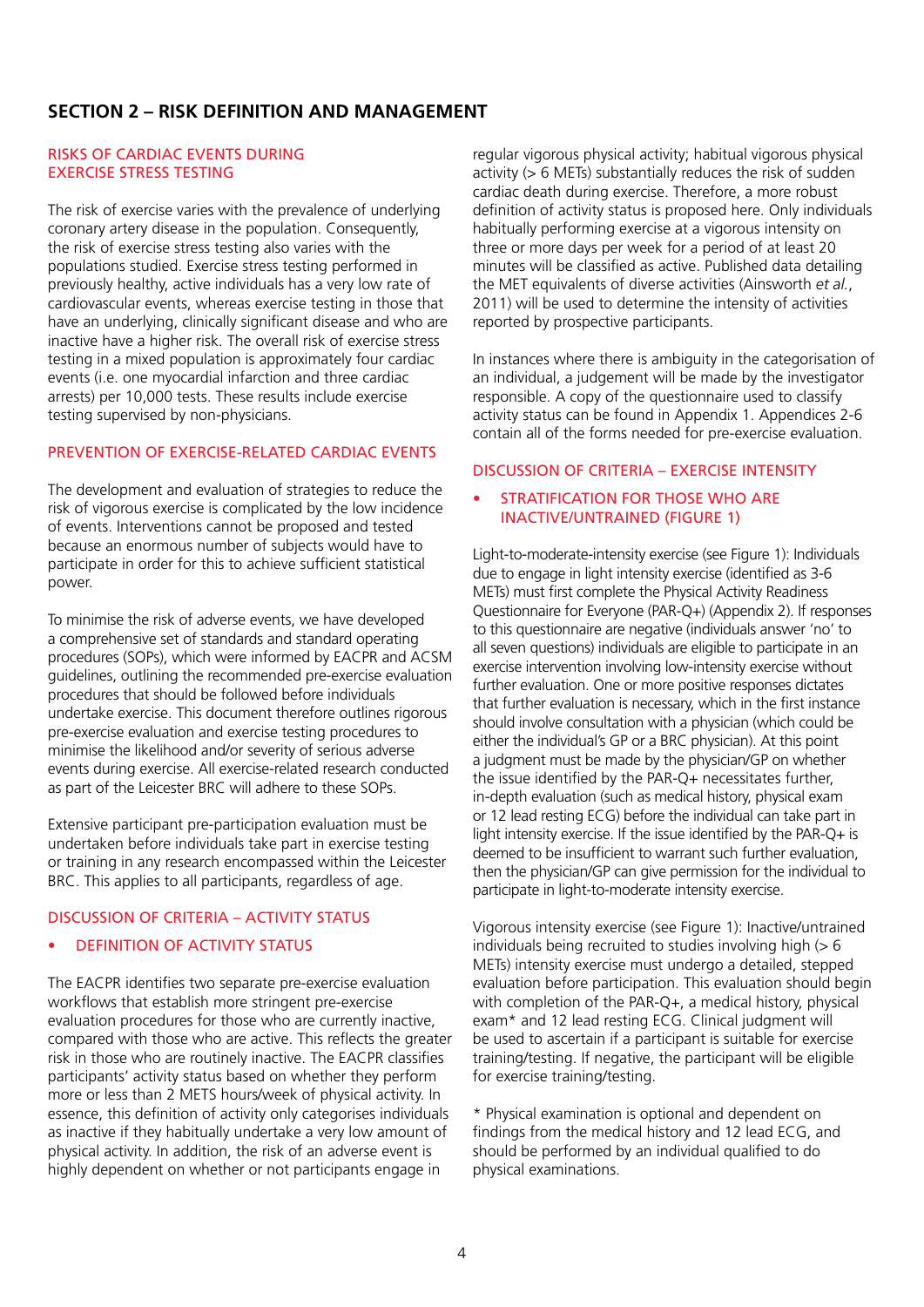## SECTION 2 – RISK DEFINITION AND MANAGEMENT

### RISKS OF CARDIAC EVENTS DURING EXERCISE STRESS TESTING

The risk of exercise varies with the prevalence of underlying coronary artery disease in the population. Consequently, the risk of exercise stress testing also varies with the populations studied. Exercise stress testing performed in previously healthy, active individuals has a very low rate of cardiovascular events, whereas exercise testing in those that have an underlying, clinically significant disease and who are inactive have a higher risk. The overall risk of exercise stress testing in a mixed population is approximately four cardiac events (i.e. one myocardial infarction and three cardiac arrests) per 10,000 tests. These results include exercise testing supervised by non-physicians.

### PREVENTION OF EXERCISE-RELATED CARDIAC EVENTS

The development and evaluation of strategies to reduce the risk of vigorous exercise is complicated by the low incidence of events. Interventions cannot be proposed and tested because an enormous number of subjects would have to participate in order for this to achieve sufficient statistical power.

To minimise the risk of adverse events, we have developed a comprehensive set of standards and standard operating procedures (SOPs), which were informed by EACPR and ACSM guidelines, outlining the recommended pre-exercise evaluation procedures that should be followed before individuals undertake exercise. This document therefore outlines rigorous pre-exercise evaluation and exercise testing procedures to minimise the likelihood and/or severity of serious adverse events during exercise. All exercise-related research conducted as part of the Leicester BRC will adhere to these SOPs.

Extensive participant pre-participation evaluation must be undertaken before individuals take part in exercise testing or training in any research encompassed within the Leicester BRC. This applies to all participants, regardless of age.

### DISCUSSION OF CRITERIA – ACTIVITY STATUS

- DEFINITION OF ACTIVITY STATUS

The EACPR identifies two separate pre-exercise evaluation workflows that establish more stringent pre-exercise evaluation procedures for those who are currently inactive, compared with those who are active. This reflects the greater risk in those who are routinely inactive. The EACPR classifies participants' activity status based on whether they perform more or less than 2 METS hours/week of physical activity. In essence, this definition of activity only categorises individuals as inactive if they habitually undertake a very low amount of physical activity. In addition, the risk of an adverse event is highly dependent on whether or not participants engage in regular vigorous physical activity; habitual vigorous physical activity (> 6 METs) substantially reduces the risk of sudden cardiac death during exercise. Therefore, a more robust definition of activity status is proposed here. Only individuals habitually performing exercise at a vigorous intensity on three or more days per week for a period of at least 20 minutes will be classified as active. Published data detailing the MET equivalents of diverse activities (Ainsworth *et al.*, 2011) will be used to determine the intensity of activities reported by prospective participants.

In instances where there is ambiguity in the categorisation of an individual, a judgement will be made by the investigator responsible. A copy of the questionnaire used to classify activity status can be found in Appendix 1. Appendices 2-6 contain all of the forms needed for pre-exercise evaluation.

### DISCUSSION OF CRITERIA – EXERCISE INTENSITY

- STRATIFICATION FOR THOSE WHO ARE INACTIVE/UNTRAINED (FIGURE 1)

Light-to-moderate-intensity exercise (see Figure 1): Individuals due to engage in light intensity exercise (identified as 3-6 METs) must first complete the Physical Activity Readiness Questionnaire for Everyone (PAR-Q+) (Appendix 2). If responses to this questionnaire are negative (individuals answer 'no' to all seven questions) individuals are eligible to participate in an exercise intervention involving low-intensity exercise without further evaluation. One or more positive responses dictates that further evaluation is necessary, which in the first instance should involve consultation with a physician (which could be either the individual's GP or a BRC physician). At this point a judgment must be made by the physician/GP on whether the issue identified by the PAR-Q+ necessitates further, in-depth evaluation (such as medical history, physical exam or 12 lead resting ECG) before the individual can take part in light intensity exercise. If the issue identified by the PAR-Q+ is deemed to be insufficient to warrant such further evaluation, then the physician/GP can give permission for the individual to participate in light-to-moderate intensity exercise.

Vigorous intensity exercise (see Figure 1): Inactive/untrained individuals being recruited to studies involving high (> 6 METs) intensity exercise must undergo a detailed, stepped evaluation before participation. This evaluation should begin with completion of the PAR-Q+, a medical history, physical exam* and 12 lead resting ECG. Clinical judgment will be used to ascertain if a participant is suitable for exercise training/testing. If negative, the participant will be eligible for exercise training/testing.

\* Physical examination is optional and dependent on findings from the medical history and 12 lead ECG, and should be performed by an individual qualified to do physical examinations.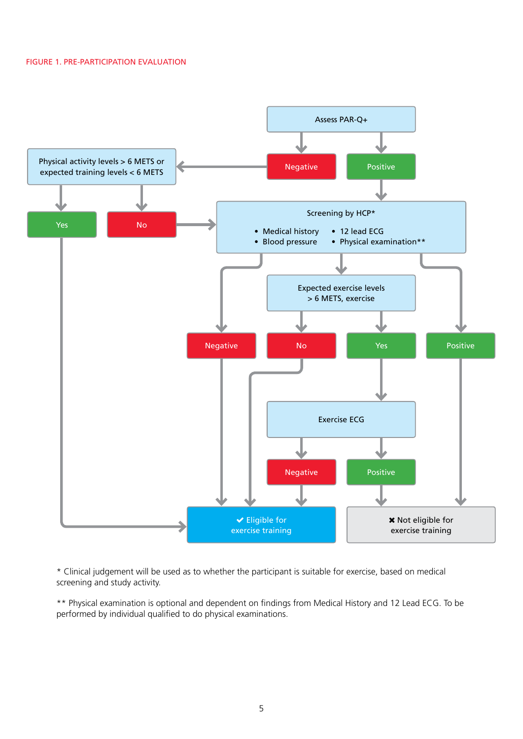FIGURE 1. PRE-PARTICIPATION EVALUATION

Assess PAR-Q+

Negative | Positive

Physical activity levels > 6 METS or expected training levels < 6 METS

Yes | No

Screening by HCP*

- Medical history
- Blood pressure
- 12 lead ECG
- Physical examination**

Expected exercise levels > 6 METS, exercise

Negative | No | Yes | Positive

Exercise ECG

Negative | Positive

✔ Eligible for exercise training

✖ Not eligible for exercise training

\* Clinical judgement will be used as to whether the participant is suitable for exercise, based on medical screening and study activity.

** Physical examination is optional and dependent on findings from Medical History and 12 Lead ECG. To be performed by individual qualified to do physical examinations.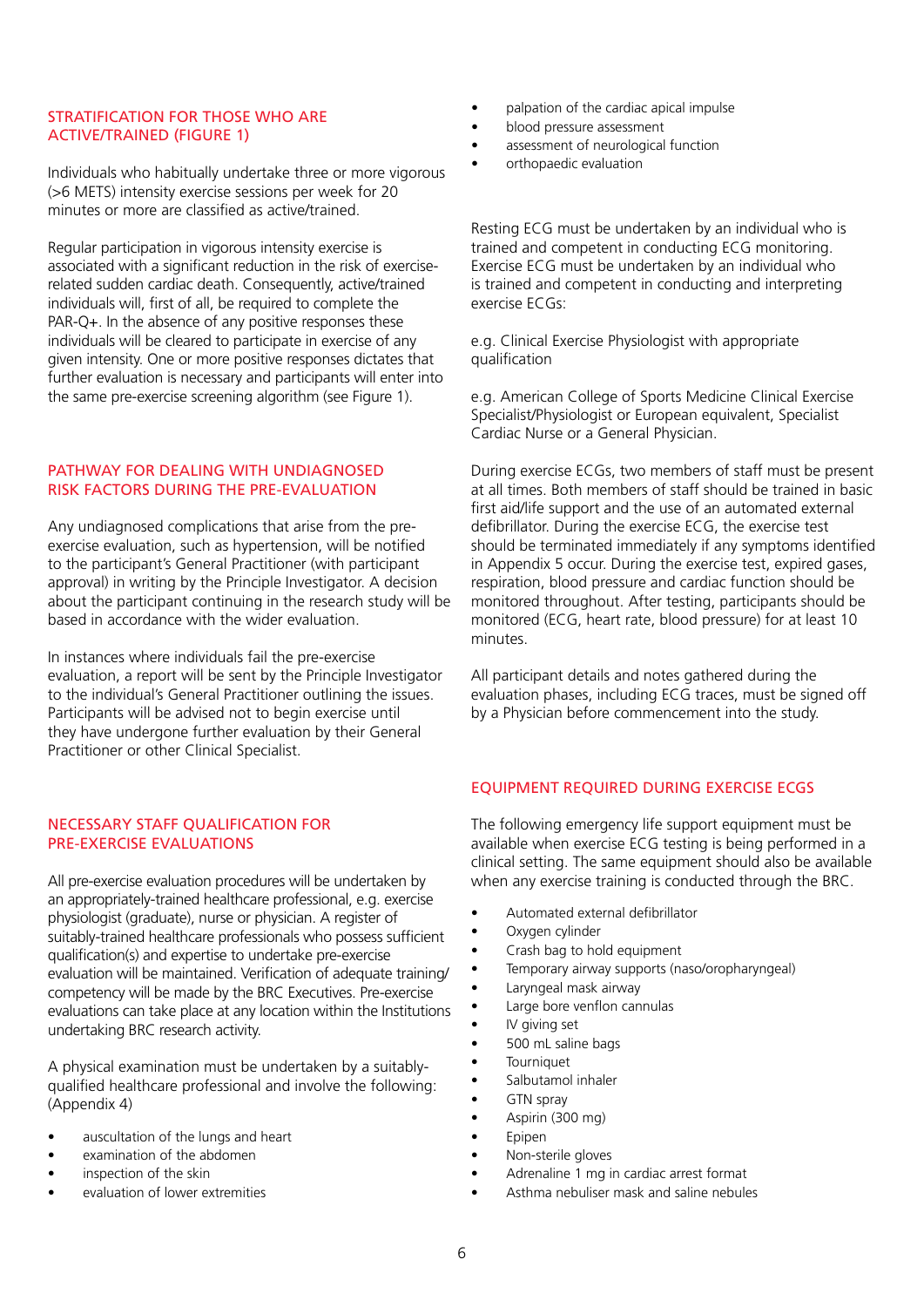## STRATIFICATION FOR THOSE WHO ARE ACTIVE/TRAINED (FIGURE 1)

Individuals who habitually undertake three or more vigorous (>6 METS) intensity exercise sessions per week for 20 minutes or more are classified as active/trained.

Regular participation in vigorous intensity exercise is associated with a significant reduction in the risk of exercise-related sudden cardiac death. Consequently, active/trained individuals will, first of all, be required to complete the PAR-Q+. In the absence of any positive responses these individuals will be cleared to participate in exercise of any given intensity. One or more positive responses dictates that further evaluation is necessary and participants will enter into the same pre-exercise screening algorithm (see Figure 1).

## PATHWAY FOR DEALING WITH UNDIAGNOSED RISK FACTORS DURING THE PRE-EVALUATION

Any undiagnosed complications that arise from the pre-exercise evaluation, such as hypertension, will be notified to the participant's General Practitioner (with participant approval) in writing by the Principle Investigator. A decision about the participant continuing in the research study will be based in accordance with the wider evaluation.

In instances where individuals fail the pre-exercise evaluation, a report will be sent by the Principle Investigator to the individual's General Practitioner outlining the issues. Participants will be advised not to begin exercise until they have undergone further evaluation by their General Practitioner or other Clinical Specialist.

## NECESSARY STAFF QUALIFICATION FOR PRE-EXERCISE EVALUATIONS

All pre-exercise evaluation procedures will be undertaken by an appropriately-trained healthcare professional, e.g. exercise physiologist (graduate), nurse or physician. A register of suitably-trained healthcare professionals who possess sufficient qualification(s) and expertise to undertake pre-exercise evaluation will be maintained. Verification of adequate training/competency will be made by the BRC Executives. Pre-exercise evaluations can take place at any location within the Institutions undertaking BRC research activity.

A physical examination must be undertaken by a suitably-qualified healthcare professional and involve the following: (Appendix 4)

- auscultation of the lungs and heart
- examination of the abdomen
- inspection of the skin
- evaluation of lower extremities
- palpation of the cardiac apical impulse
- blood pressure assessment
- assessment of neurological function
- orthopaedic evaluation

Resting ECG must be undertaken by an individual who is trained and competent in conducting ECG monitoring. Exercise ECG must be undertaken by an individual who is trained and competent in conducting and interpreting exercise ECGs:

e.g. Clinical Exercise Physiologist with appropriate qualification

e.g. American College of Sports Medicine Clinical Exercise Specialist/Physiologist or European equivalent, Specialist Cardiac Nurse or a General Physician.

During exercise ECGs, two members of staff must be present at all times. Both members of staff should be trained in basic first aid/life support and the use of an automated external defibrillator. During the exercise ECG, the exercise test should be terminated immediately if any symptoms identified in Appendix 5 occur. During the exercise test, expired gases, respiration, blood pressure and cardiac function should be monitored throughout. After testing, participants should be monitored (ECG, heart rate, blood pressure) for at least 10 minutes.

All participant details and notes gathered during the evaluation phases, including ECG traces, must be signed off by a Physician before commencement into the study.

## EQUIPMENT REQUIRED DURING EXERCISE ECGS

The following emergency life support equipment must be available when exercise ECG testing is being performed in a clinical setting. The same equipment should also be available when any exercise training is conducted through the BRC.

- Automated external defibrillator
- Oxygen cylinder
- Crash bag to hold equipment
- Temporary airway supports (naso/oropharyngeal)
- Laryngeal mask airway
- Large bore venflon cannulas
- IV giving set
- 500 mL saline bags
- Tourniquet
- Salbutamol inhaler
- GTN spray
- Aspirin (300 mg)
- Epipen
- Non-sterile gloves
- Adrenaline 1 mg in cardiac arrest format
- Asthma nebuliser mask and saline nebules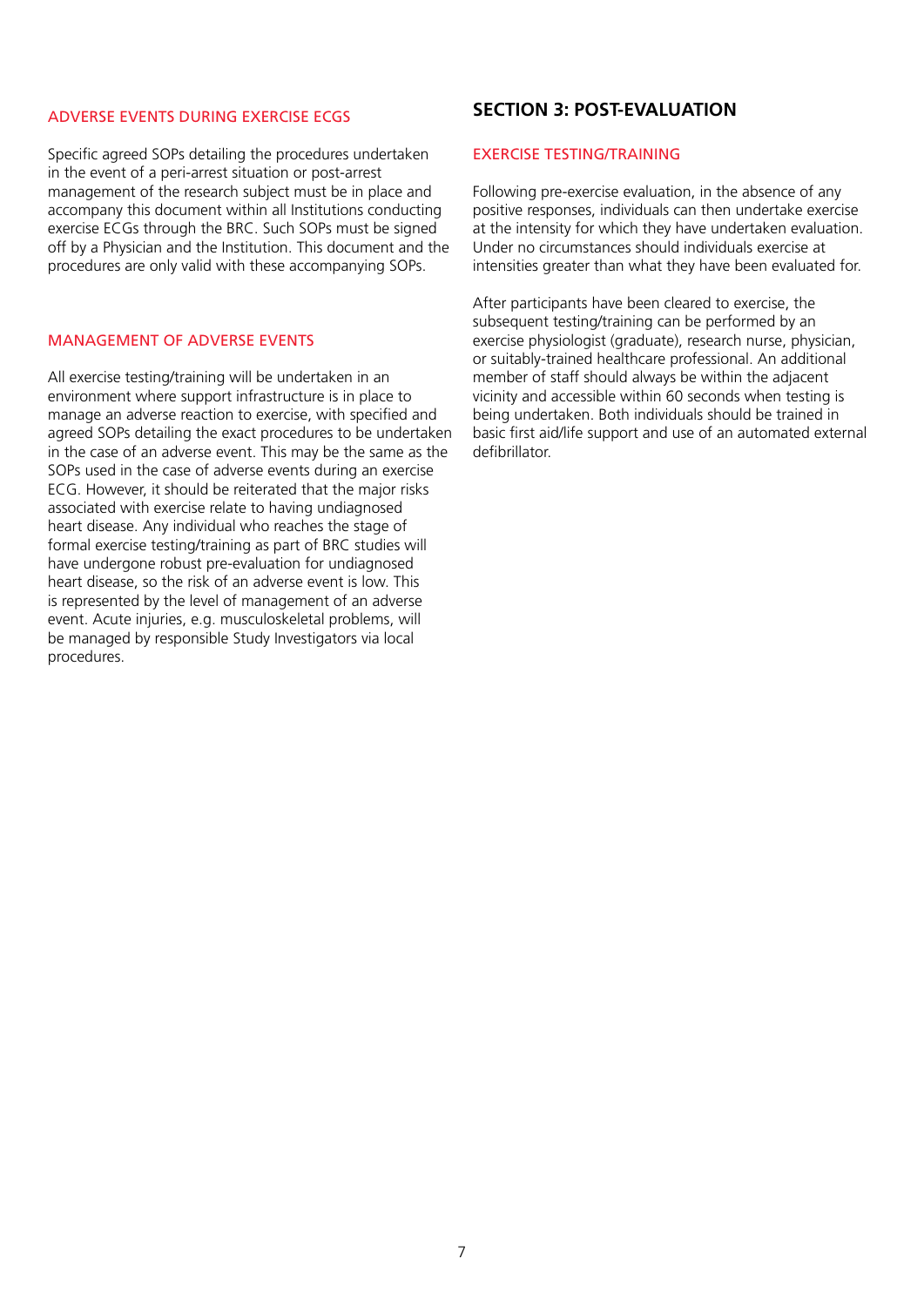### ADVERSE EVENTS DURING EXERCISE ECGS

Specific agreed SOPs detailing the procedures undertaken in the event of a peri-arrest situation or post-arrest management of the research subject must be in place and accompany this document within all Institutions conducting exercise ECGs through the BRC. Such SOPs must be signed off by a Physician and the Institution. This document and the procedures are only valid with these accompanying SOPs.

### MANAGEMENT OF ADVERSE EVENTS

All exercise testing/training will be undertaken in an environment where support infrastructure is in place to manage an adverse reaction to exercise, with specified and agreed SOPs detailing the exact procedures to be undertaken in the case of an adverse event. This may be the same as the SOPs used in the case of adverse events during an exercise ECG. However, it should be reiterated that the major risks associated with exercise relate to having undiagnosed heart disease. Any individual who reaches the stage of formal exercise testing/training as part of BRC studies will have undergone robust pre-evaluation for undiagnosed heart disease, so the risk of an adverse event is low. This is represented by the level of management of an adverse event. Acute injuries, e.g. musculoskeletal problems, will be managed by responsible Study Investigators via local procedures.

## SECTION 3: POST-EVALUATION

### EXERCISE TESTING/TRAINING

Following pre-exercise evaluation, in the absence of any positive responses, individuals can then undertake exercise at the intensity for which they have undertaken evaluation. Under no circumstances should individuals exercise at intensities greater than what they have been evaluated for.

After participants have been cleared to exercise, the subsequent testing/training can be performed by an exercise physiologist (graduate), research nurse, physician, or suitably-trained healthcare professional. An additional member of staff should always be within the adjacent vicinity and accessible within 60 seconds when testing is being undertaken. Both individuals should be trained in basic first aid/life support and use of an automated external defibrillator.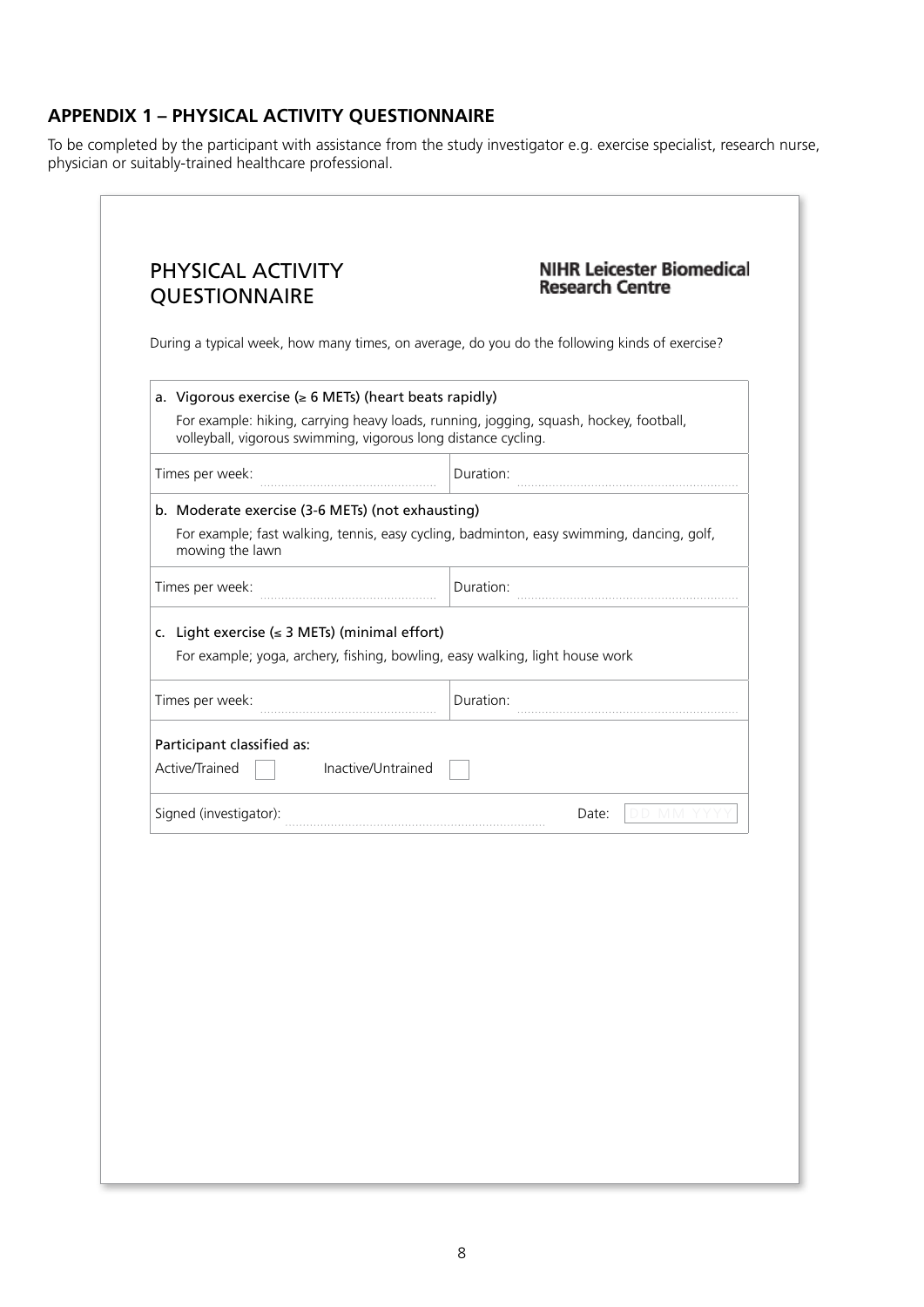## APPENDIX 1 – PHYSICAL ACTIVITY QUESTIONNAIRE

To be completed by the participant with assistance from the study investigator e.g. exercise specialist, research nurse, physician or suitably-trained healthcare professional.

### PHYSICAL ACTIVITY QUESTIONNAIRE

**NIHR Leicester Biomedical Research Centre**

During a typical week, how many times, on average, do you do the following kinds of exercise?

a. Vigorous exercise (≥ 6 METs) (heart beats rapidly)

For example: hiking, carrying heavy loads, running, jogging, squash, hockey, football, volleyball, vigorous swimming, vigorous long distance cycling.

| Times per week: ............ | Duration: ............ |
|---|---|

b. Moderate exercise (3-6 METs) (not exhausting)

For example; fast walking, tennis, easy cycling, badminton, easy swimming, dancing, golf, mowing the lawn

| Times per week: ............ | Duration: ............ |
|---|---|

c. Light exercise (≤ 3 METs) (minimal effort)

For example; yoga, archery, fishing, bowling, easy walking, light house work

| Times per week: ............ | Duration: ............ |
|---|---|

Participant classified as:

Active/Trained ☐ Inactive/Untrained ☐

Signed (investigator): ............ Date: DD MM YYYY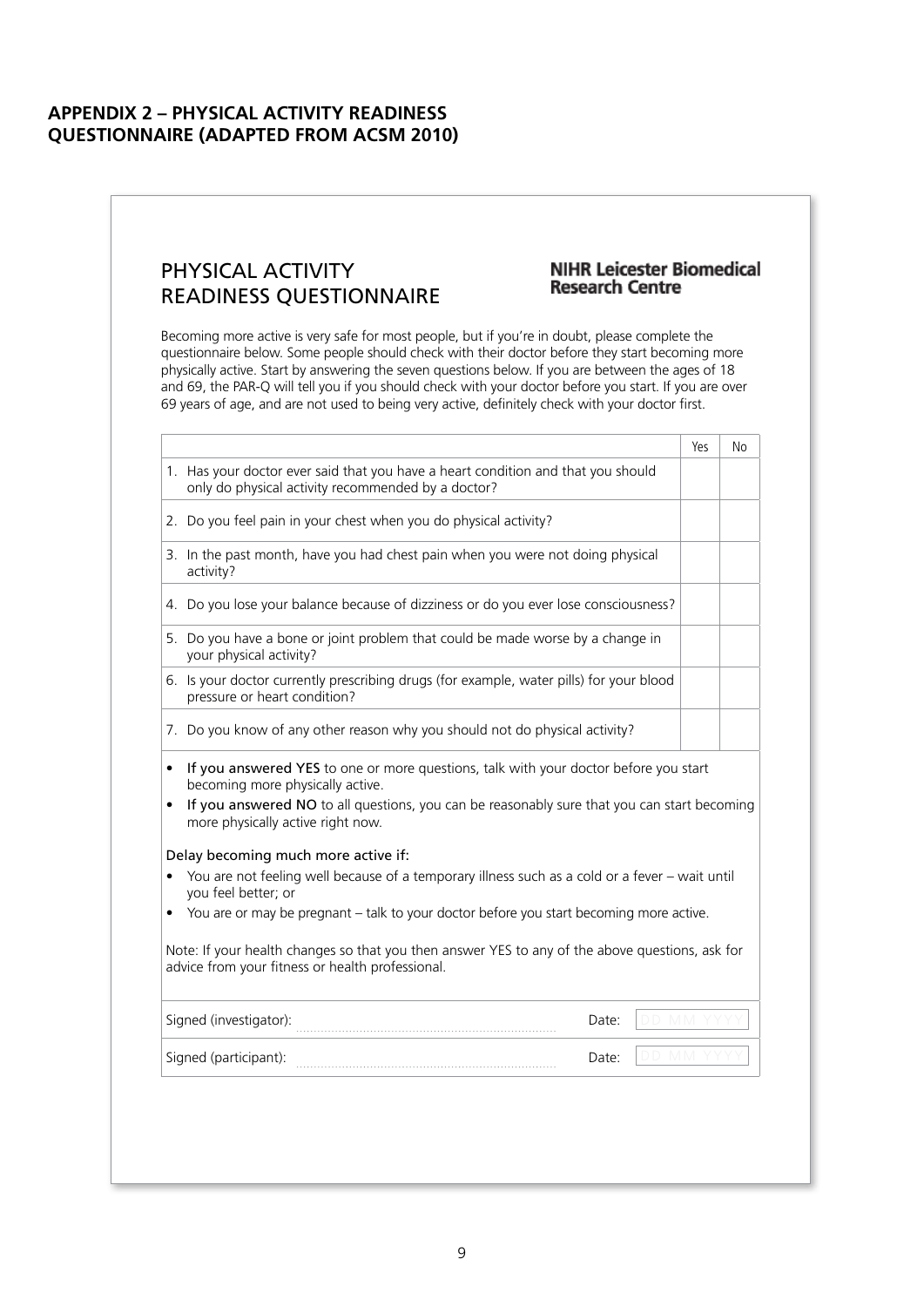## APPENDIX 2 – PHYSICAL ACTIVITY READINESS QUESTIONNAIRE (ADAPTED FROM ACSM 2010)

# PHYSICAL ACTIVITY READINESS QUESTIONNAIRE

**NIHR Leicester Biomedical Research Centre**

Becoming more active is very safe for most people, but if you're in doubt, please complete the questionnaire below. Some people should check with their doctor before they start becoming more physically active. Start by answering the seven questions below. If you are between the ages of 18 and 69, the PAR-Q will tell you if you should check with your doctor before you start. If you are over 69 years of age, and are not used to being very active, definitely check with your doctor first.

| | Yes | No |
|---|---|---|
| 1. Has your doctor ever said that you have a heart condition and that you should only do physical activity recommended by a doctor? | | |
| 2. Do you feel pain in your chest when you do physical activity? | | |
| 3. In the past month, have you had chest pain when you were not doing physical activity? | | |
| 4. Do you lose your balance because of dizziness or do you ever lose consciousness? | | |
| 5. Do you have a bone or joint problem that could be made worse by a change in your physical activity? | | |
| 6. Is your doctor currently prescribing drugs (for example, water pills) for your blood pressure or heart condition? | | |
| 7. Do you know of any other reason why you should not do physical activity? | | |

- **If you answered YES** to one or more questions, talk with your doctor before you start becoming more physically active.
- **If you answered NO** to all questions, you can be reasonably sure that you can start becoming more physically active right now.

Delay becoming much more active if:

- You are not feeling well because of a temporary illness such as a cold or a fever – wait until you feel better; or
- You are or may be pregnant – talk to your doctor before you start becoming more active.

Note: If your health changes so that you then answer YES to any of the above questions, ask for advice from your fitness or health professional.

Signed (investigator): ........................................................ Date: DD MM YYYY

Signed (participant): ........................................................ Date: DD MM YYYY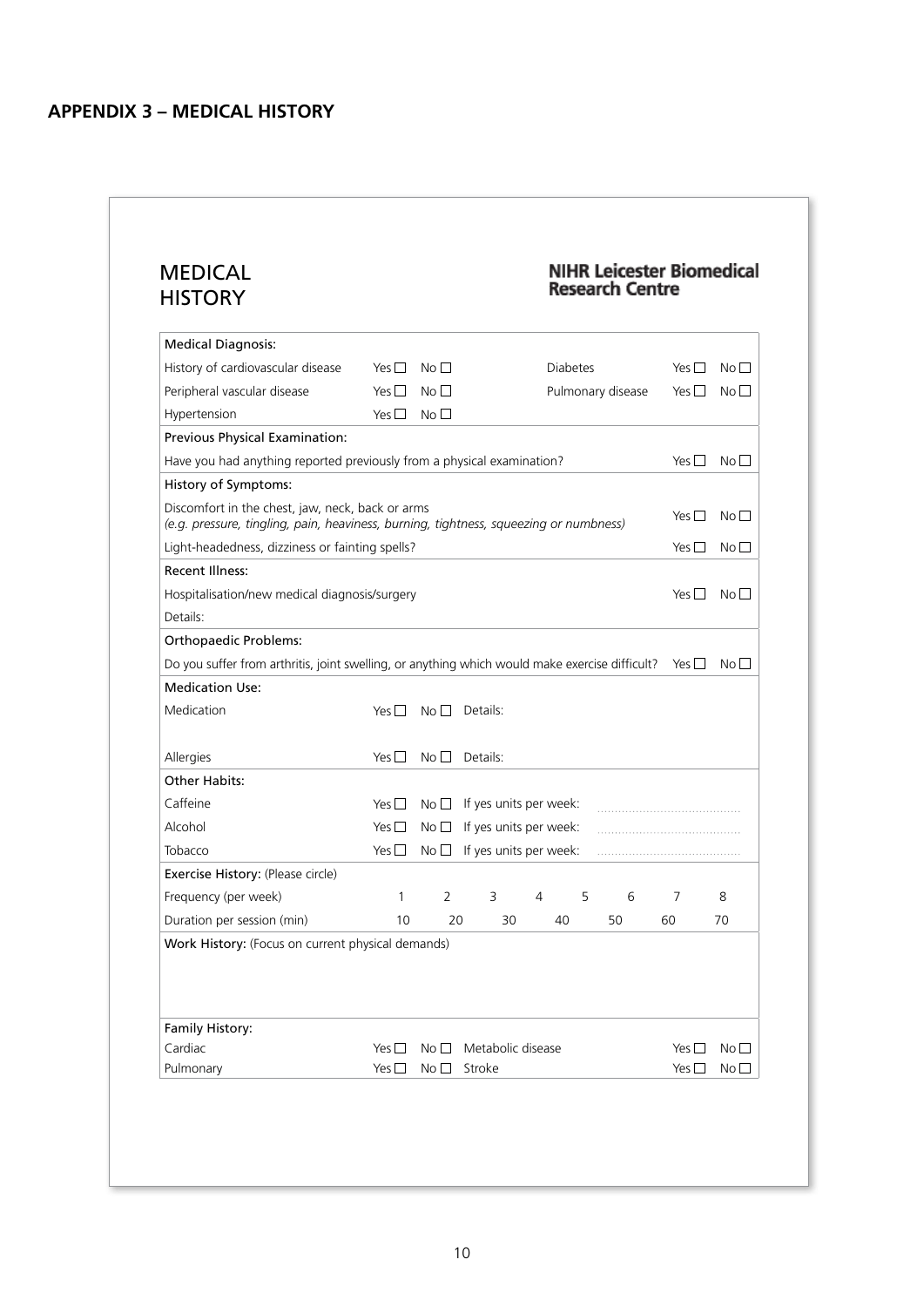## APPENDIX 3 – MEDICAL HISTORY

# MEDICAL HISTORY

**NIHR Leicester Biomedical Research Centre**

| Medical Diagnosis: | | | | | | |
|---|---|---|---|---|---|---|
| History of cardiovascular disease | Yes ☐ | No ☐ | | Diabetes | Yes ☐ | No ☐ |
| Peripheral vascular disease | Yes ☐ | No ☐ | | Pulmonary disease | Yes ☐ | No ☐ |
| Hypertension | Yes ☐ | No ☐ | | | | |
| **Previous Physical Examination:** | | | | | | |
| Have you had anything reported previously from a physical examination? | | | | | Yes ☐ | No ☐ |
| **History of Symptoms:** | | | | | | |
| Discomfort in the chest, jaw, neck, back or arms *(e.g. pressure, tingling, pain, heaviness, burning, tightness, squeezing or numbness)* | | | | | Yes ☐ | No ☐ |
| Light-headedness, dizziness or fainting spells? | | | | | Yes ☐ | No ☐ |
| **Recent Illness:** | | | | | | |
| Hospitalisation/new medical diagnosis/surgery | | | | | Yes ☐ | No ☐ |
| Details: | | | | | | |
| **Orthopaedic Problems:** | | | | | | |
| Do you suffer from arthritis, joint swelling, or anything which would make exercise difficult? | | | | | Yes ☐ | No ☐ |
| **Medication Use:** | | | | | | |
| Medication | Yes ☐ | No ☐ | Details: | | | |
| Allergies | Yes ☐ | No ☐ | Details: | | | |
| **Other Habits:** | | | | | | |
| Caffeine | Yes ☐ | No ☐ | If yes units per week: | .................................... | | |
| Alcohol | Yes ☐ | No ☐ | If yes units per week: | .................................... | | |
| Tobacco | Yes ☐ | No ☐ | If yes units per week: | .................................... | | |

| **Exercise History:** (Please circle) | | | | | | | | |
|---|---|---|---|---|---|---|---|---|
| Frequency (per week) | 1 | 2 | 3 | 4 | 5 | 6 | 7 | 8 |
| Duration per session (min) | 10 | 20 | 30 | 40 | 50 | 60 | 70 | |

**Work History:** (Focus on current physical demands)

| Family History: | | | | | |
|---|---|---|---|---|---|
| Cardiac | Yes ☐ | No ☐ | Metabolic disease | Yes ☐ | No ☐ |
| Pulmonary | Yes ☐ | No ☐ | Stroke | Yes ☐ | No ☐ |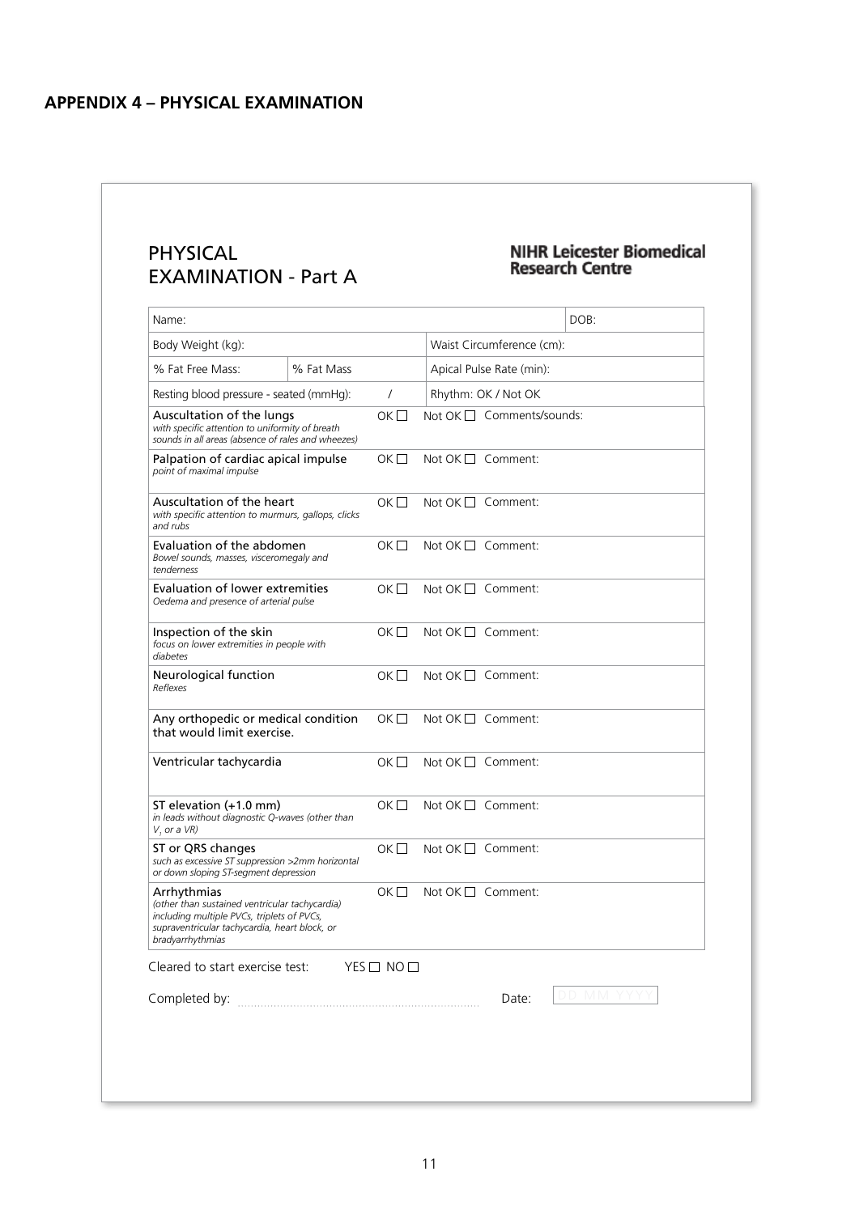## APPENDIX 4 – PHYSICAL EXAMINATION

# PHYSICAL EXAMINATION - Part A

**NIHR Leicester Biomedical Research Centre**

| Name: | | | | DOB: |
|---|---|---|---|---|
| Body Weight (kg): | | | Waist Circumference (cm): | |
| % Fat Free Mass: | % Fat Mass | | Apical Pulse Rate (min): | |
| Resting blood pressure - seated (mmHg): | | / | Rhythm: OK / Not OK | |
| Auscultation of the lungs *with specific attention to uniformity of breath sounds in all areas (absence of rales and wheezes)* | | OK ☐ | Not OK ☐ Comments/sounds: | |
| Palpation of cardiac apical impulse *point of maximal impulse* | | OK ☐ | Not OK ☐ Comment: | |
| Auscultation of the heart *with specific attention to murmurs, gallops, clicks and rubs* | | OK ☐ | Not OK ☐ Comment: | |
| Evaluation of the abdomen *Bowel sounds, masses, visceromegaly and tenderness* | | OK ☐ | Not OK ☐ Comment: | |
| Evaluation of lower extremities *Oedema and presence of arterial pulse* | | OK ☐ | Not OK ☐ Comment: | |
| Inspection of the skin *focus on lower extremities in people with diabetes* | | OK ☐ | Not OK ☐ Comment: | |
| Neurological function *Reflexes* | | OK ☐ | Not OK ☐ Comment: | |
| Any orthopedic or medical condition that would limit exercise. | | OK ☐ | Not OK ☐ Comment: | |
| Ventricular tachycardia | | OK ☐ | Not OK ☐ Comment: | |
| ST elevation (+1.0 mm) *in leads without diagnostic Q-waves (other than $V_1$ or a VR)* | | OK ☐ | Not OK ☐ Comment: | |
| ST or QRS changes *such as excessive ST suppression >2mm horizontal or down sloping ST-segment depression* | | OK ☐ | Not OK ☐ Comment: | |
| Arrhythmias *(other than sustained ventricular tachycardia) including multiple PVCs, triplets of PVCs, supraventricular tachycardia, heart block, or bradyarrhythmias* | | OK ☐ | Not OK ☐ Comment: | |

Cleared to start exercise test: YES ☐ NO ☐

Completed by: ........................................................................ Date: DD MM YYYY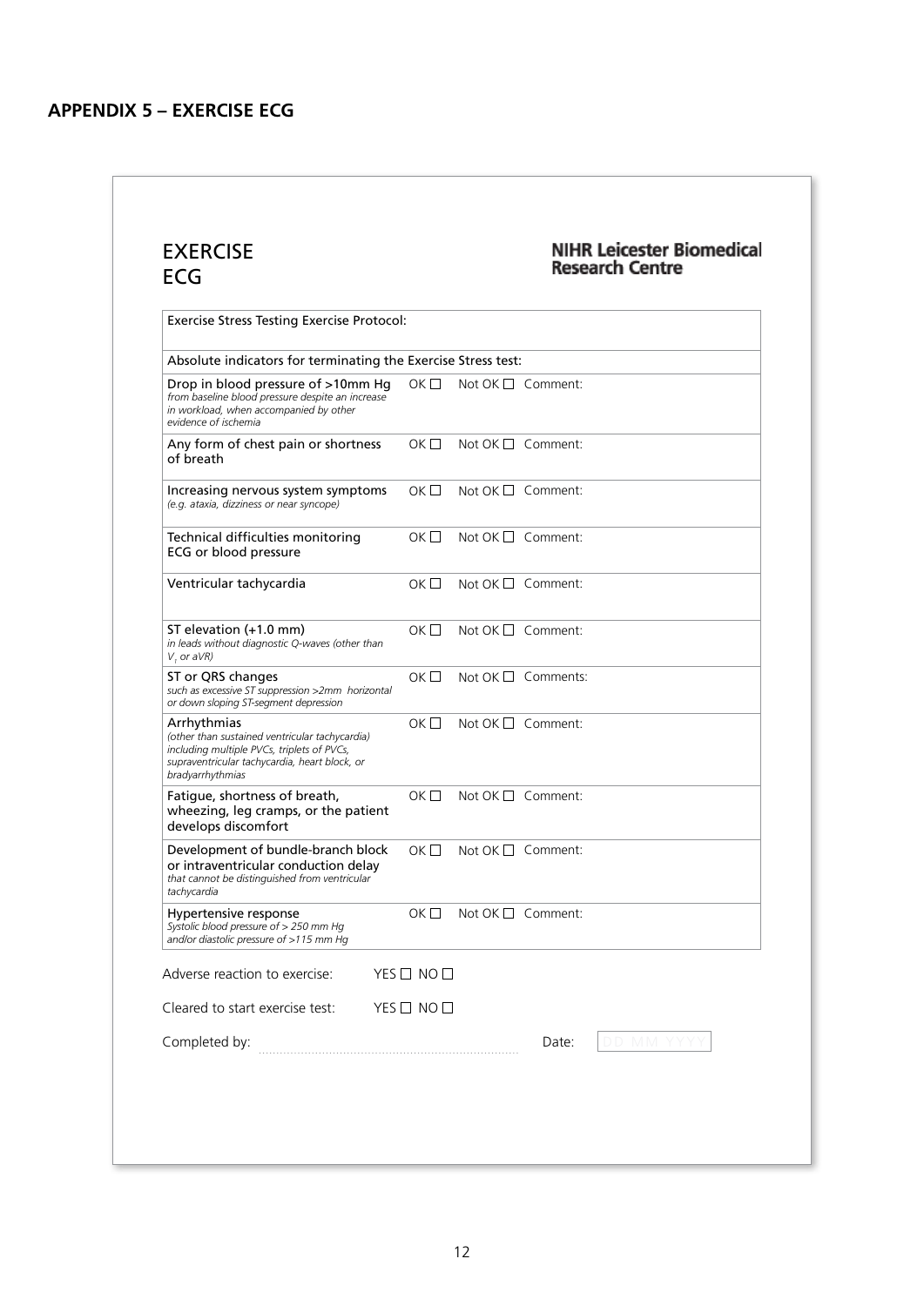## APPENDIX 5 – EXERCISE ECG

# EXERCISE ECG

**NIHR Leicester Biomedical Research Centre**

| Exercise Stress Testing Exercise Protocol: | | | |
|---|---|---|---|
| Absolute indicators for terminating the Exercise Stress test: | | | |
| Drop in blood pressure of >10mm Hg *from baseline blood pressure despite an increase in workload, when accompanied by other evidence of ischemia* | OK ☐ | Not OK ☐ | Comment: |
| Any form of chest pain or shortness of breath | OK ☐ | Not OK ☐ | Comment: |
| Increasing nervous system symptoms *(e.g. ataxia, dizziness or near syncope)* | OK ☐ | Not OK ☐ | Comment: |
| Technical difficulties monitoring ECG or blood pressure | OK ☐ | Not OK ☐ | Comment: |
| Ventricular tachycardia | OK ☐ | Not OK ☐ | Comment: |
| ST elevation (+1.0 mm) *in leads without diagnostic Q-waves (other than $V_1$ or aVR)* | OK ☐ | Not OK ☐ | Comment: |
| ST or QRS changes *such as excessive ST suppression >2mm horizontal or down sloping ST-segment depression* | OK ☐ | Not OK ☐ | Comments: |
| Arrhythmias *(other than sustained ventricular tachycardia) including multiple PVCs, triplets of PVCs, supraventricular tachycardia, heart block, or bradyarrhythmias* | OK ☐ | Not OK ☐ | Comment: |
| Fatigue, shortness of breath, wheezing, leg cramps, or the patient develops discomfort | OK ☐ | Not OK ☐ | Comment: |
| Development of bundle-branch block or intraventricular conduction delay *that cannot be distinguished from ventricular tachycardia* | OK ☐ | Not OK ☐ | Comment: |
| Hypertensive response *Systolic blood pressure of > 250 mm Hg and/or diastolic pressure of >115 mm Hg* | OK ☐ | Not OK ☐ | Comment: |

Adverse reaction to exercise: YES ☐ NO ☐

Cleared to start exercise test: YES ☐ NO ☐

Completed by: ........................................................................ Date: DD MM YYYY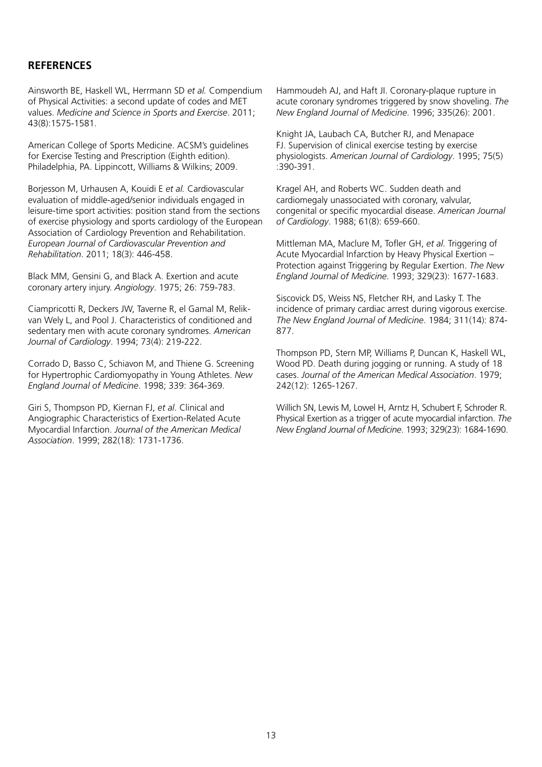## REFERENCES

Ainsworth BE, Haskell WL, Herrmann SD *et al.* Compendium of Physical Activities: a second update of codes and MET values. *Medicine and Science in Sports and Exercise*. 2011; 43(8):1575-1581.

American College of Sports Medicine. ACSM's guidelines for Exercise Testing and Prescription (Eighth edition). Philadelphia, PA. Lippincott, Williams & Wilkins; 2009.

Borjesson M, Urhausen A, Kouidi E *et al.* Cardiovascular evaluation of middle-aged/senior individuals engaged in leisure-time sport activities: position stand from the sections of exercise physiology and sports cardiology of the European Association of Cardiology Prevention and Rehabilitation. *European Journal of Cardiovascular Prevention and Rehabilitation*. 2011; 18(3): 446-458.

Black MM, Gensini G, and Black A. Exertion and acute coronary artery injury. *Angiology*. 1975; 26: 759-783.

Ciampricotti R, Deckers JW, Taverne R, el Gamal M, Relik-van Wely L, and Pool J. Characteristics of conditioned and sedentary men with acute coronary syndromes. *American Journal of Cardiology*. 1994; 73(4): 219-222.

Corrado D, Basso C, Schiavon M, and Thiene G. Screening for Hypertrophic Cardiomyopathy in Young Athletes. *New England Journal of Medicine*. 1998; 339: 364-369.

Giri S, Thompson PD, Kiernan FJ, *et al*. Clinical and Angiographic Characteristics of Exertion-Related Acute Myocardial Infarction. *Journal of the American Medical Association*. 1999; 282(18): 1731-1736.

Hammoudeh AJ, and Haft JI. Coronary-plaque rupture in acute coronary syndromes triggered by snow shoveling. *The New England Journal of Medicine*. 1996; 335(26): 2001.

Knight JA, Laubach CA, Butcher RJ, and Menapace FJ. Supervision of clinical exercise testing by exercise physiologists. *American Journal of Cardiology*. 1995; 75(5) :390-391.

Kragel AH, and Roberts WC. Sudden death and cardiomegaly unassociated with coronary, valvular, congenital or specific myocardial disease. *American Journal of Cardiology*. 1988; 61(8): 659-660.

Mittleman MA, Maclure M, Tofler GH, *et al.* Triggering of Acute Myocardial Infarction by Heavy Physical Exertion – Protection against Triggering by Regular Exertion. *The New England Journal of Medicine*. 1993; 329(23): 1677-1683.

Siscovick DS, Weiss NS, Fletcher RH, and Lasky T. The incidence of primary cardiac arrest during vigorous exercise. *The New England Journal of Medicine*. 1984; 311(14): 874-877.

Thompson PD, Stern MP, Williams P, Duncan K, Haskell WL, Wood PD. Death during jogging or running. A study of 18 cases. *Journal of the American Medical Association*. 1979; 242(12): 1265-1267.

Willich SN, Lewis M, Lowel H, Arntz H, Schubert F, Schroder R. Physical Exertion as a trigger of acute myocardial infarction. *The New England Journal of Medicine*. 1993; 329(23): 1684-1690.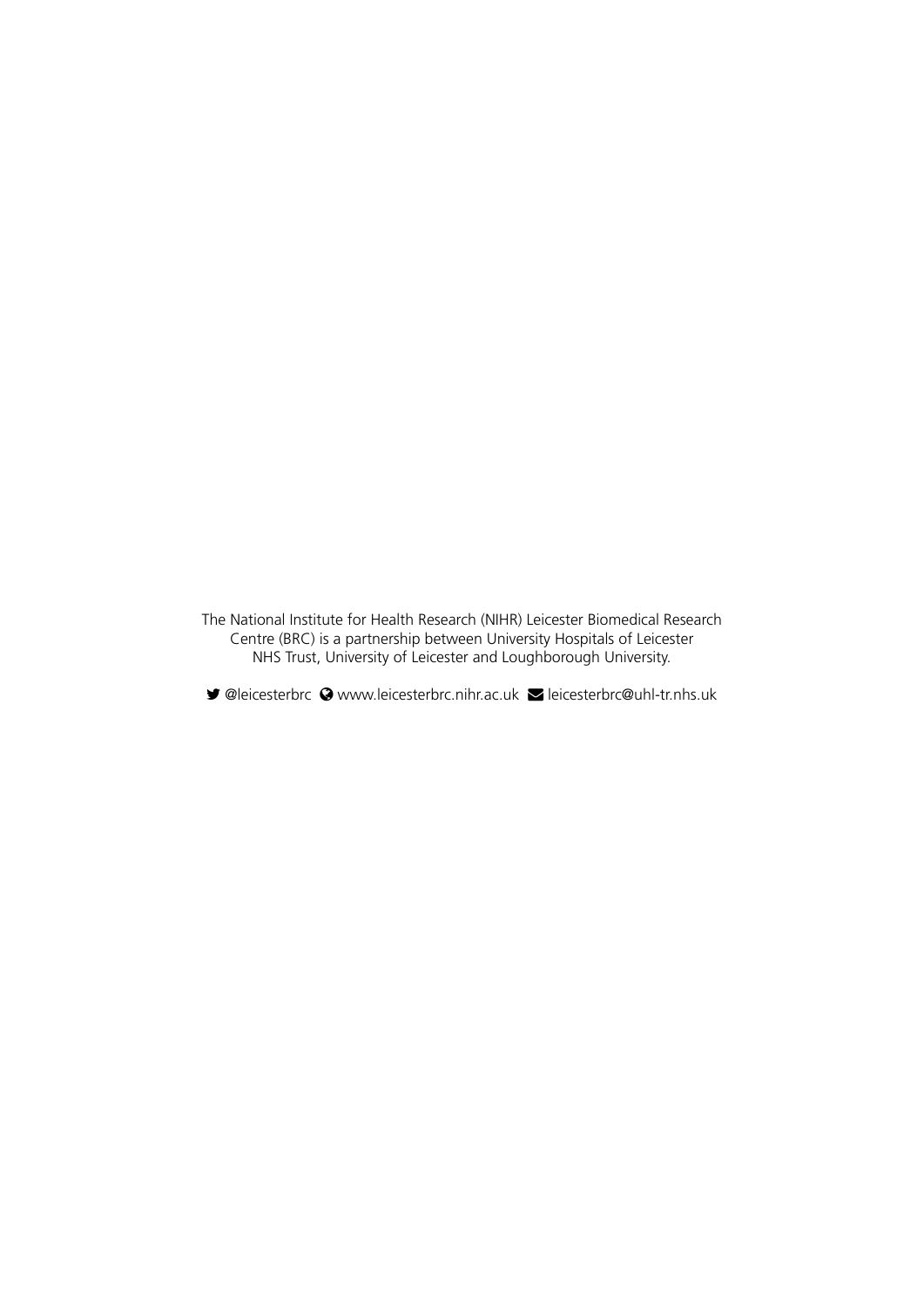The National Institute for Health Research (NIHR) Leicester Biomedical Research Centre (BRC) is a partnership between University Hospitals of Leicester NHS Trust, University of Leicester and Loughborough University.

@leicesterbrc www.leicesterbrc.nihr.ac.uk leicesterbrc@uhl-tr.nhs.uk